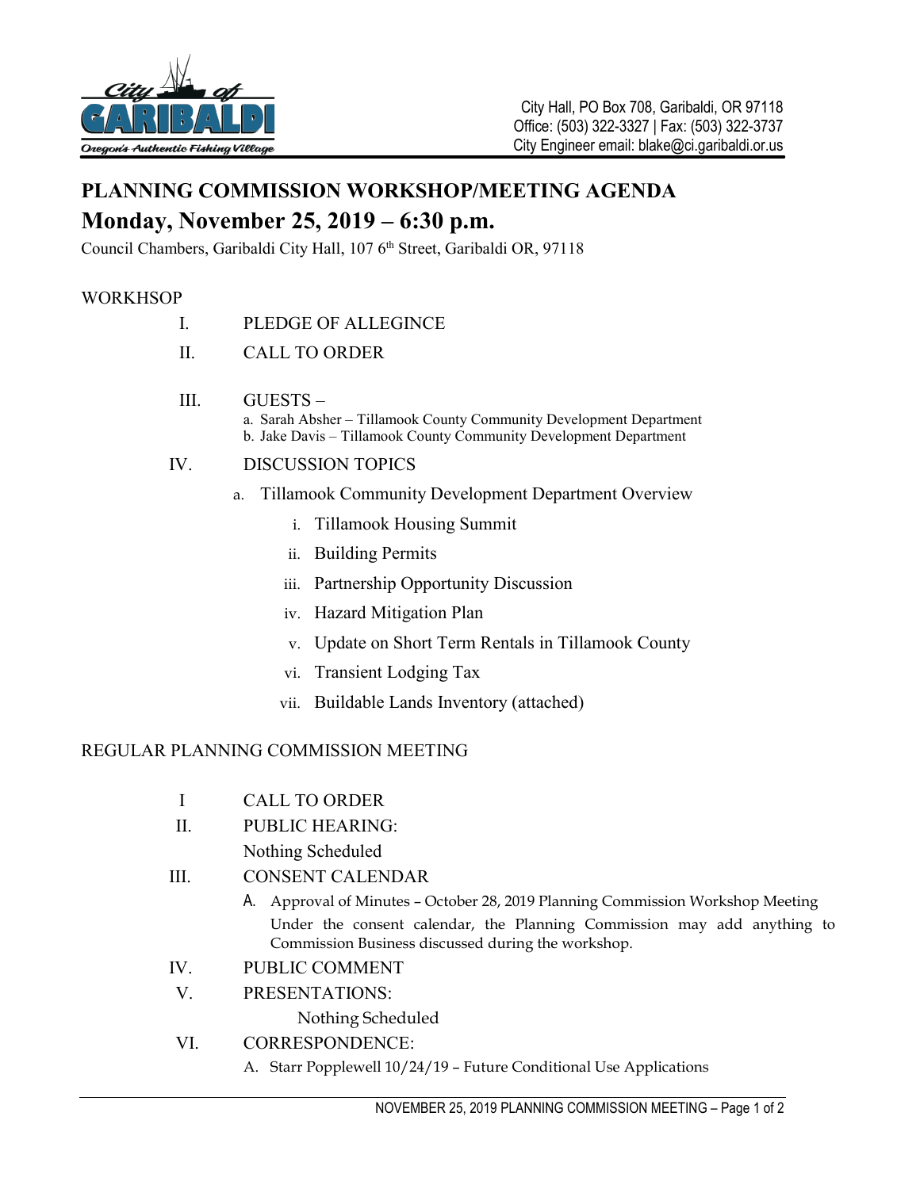City of GARIBALDI
Oregon's Authentic Fishing Village

City Hall, PO Box 708, Garibaldi, OR 97118
Office: (503) 322-3327 | Fax: (503) 322-3737
City Engineer email: blake@ci.garibaldi.or.us

# PLANNING COMMISSION WORKSHOP/MEETING AGENDA

## Monday, November 25, 2019 – 6:30 p.m.

Council Chambers, Garibaldi City Hall, 107 6th Street, Garibaldi OR, 97118

WORKHSOP

I. PLEDGE OF ALLEGINCE

II. CALL TO ORDER

III. GUESTS –
   a. Sarah Absher – Tillamook County Community Development Department
   b. Jake Davis – Tillamook County Community Development Department

IV. DISCUSSION TOPICS
   a. Tillamook Community Development Department Overview
      i. Tillamook Housing Summit
      ii. Building Permits
      iii. Partnership Opportunity Discussion
      iv. Hazard Mitigation Plan
      v. Update on Short Term Rentals in Tillamook County
      vi. Transient Lodging Tax
      vii. Buildable Lands Inventory (attached)

REGULAR PLANNING COMMISSION MEETING

I CALL TO ORDER

II. PUBLIC HEARING:
   Nothing Scheduled

III. CONSENT CALENDAR
   A. Approval of Minutes – October 28, 2019 Planning Commission Workshop Meeting
   Under the consent calendar, the Planning Commission may add anything to Commission Business discussed during the workshop.

IV. PUBLIC COMMENT

V. PRESENTATIONS:
   Nothing Scheduled

VI. CORRESPONDENCE:
   A. Starr Popplewell 10/24/19 – Future Conditional Use Applications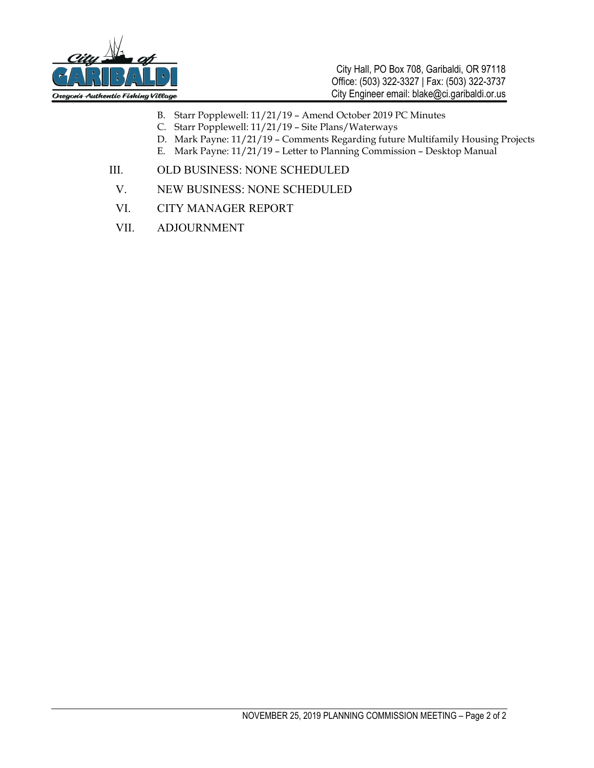B. Starr Popplewell: 11/21/19 – Amend October 2019 PC Minutes
C. Starr Popplewell: 11/21/19 – Site Plans/Waterways
D. Mark Payne: 11/21/19 – Comments Regarding future Multifamily Housing Projects
E. Mark Payne: 11/21/19 – Letter to Planning Commission – Desktop Manual

III. OLD BUSINESS: NONE SCHEDULED

V. NEW BUSINESS: NONE SCHEDULED

VI. CITY MANAGER REPORT

VII. ADJOURNMENT